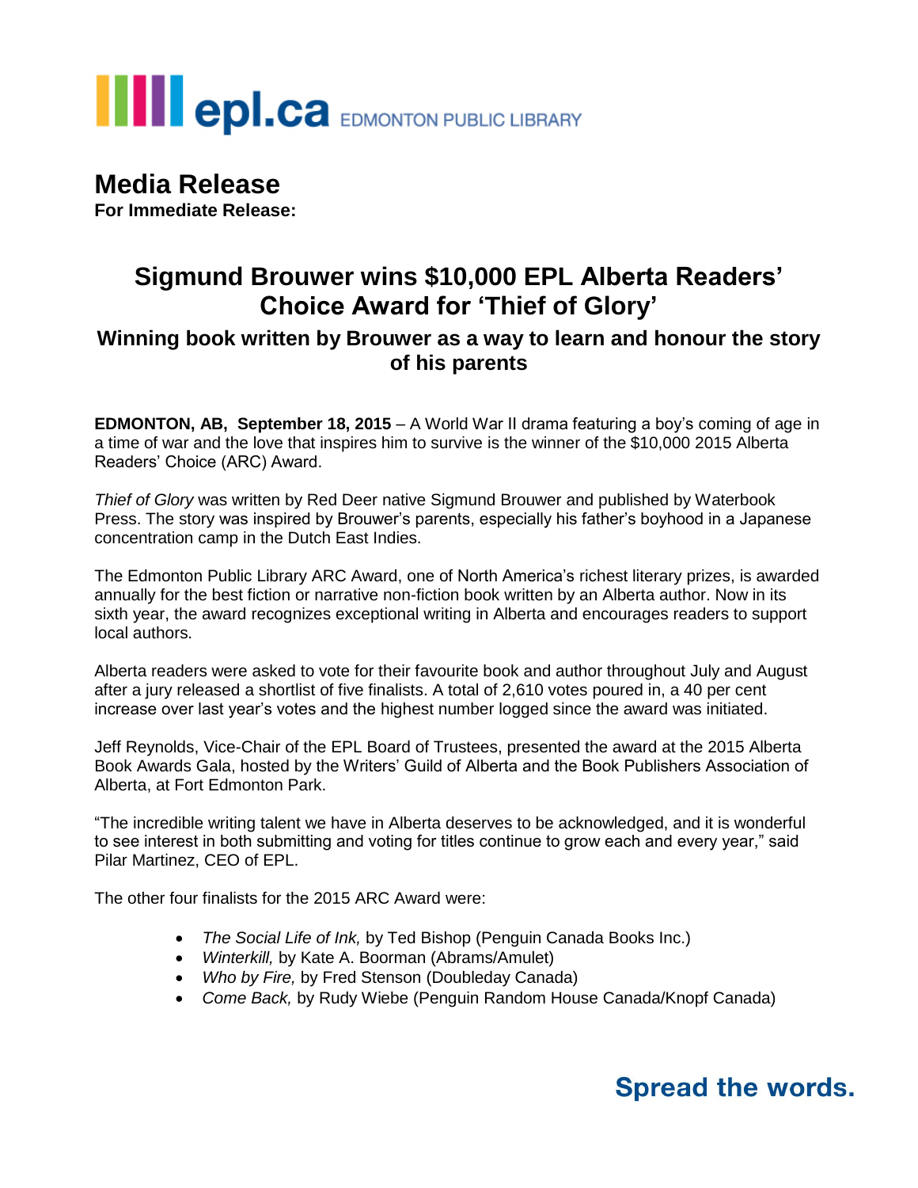epl.ca EDMONTON PUBLIC LIBRARY

# Media Release

**For Immediate Release:**

## Sigmund Brouwer wins $10,000 EPL Alberta Readers' Choice Award for 'Thief of Glory'

### Winning book written by Brouwer as a way to learn and honour the story of his parents

**EDMONTON, AB, September 18, 2015** – A World War II drama featuring a boy's coming of age in a time of war and the love that inspires him to survive is the winner of the $10,000 2015 Alberta Readers' Choice (ARC) Award.

*Thief of Glory* was written by Red Deer native Sigmund Brouwer and published by Waterbook Press. The story was inspired by Brouwer's parents, especially his father's boyhood in a Japanese concentration camp in the Dutch East Indies.

The Edmonton Public Library ARC Award, one of North America's richest literary prizes, is awarded annually for the best fiction or narrative non-fiction book written by an Alberta author. Now in its sixth year, the award recognizes exceptional writing in Alberta and encourages readers to support local authors.

Alberta readers were asked to vote for their favourite book and author throughout July and August after a jury released a shortlist of five finalists. A total of 2,610 votes poured in, a 40 per cent increase over last year's votes and the highest number logged since the award was initiated.

Jeff Reynolds, Vice-Chair of the EPL Board of Trustees, presented the award at the 2015 Alberta Book Awards Gala, hosted by the Writers' Guild of Alberta and the Book Publishers Association of Alberta, at Fort Edmonton Park.

"The incredible writing talent we have in Alberta deserves to be acknowledged, and it is wonderful to see interest in both submitting and voting for titles continue to grow each and every year," said Pilar Martinez, CEO of EPL.

The other four finalists for the 2015 ARC Award were:

- *The Social Life of Ink,* by Ted Bishop (Penguin Canada Books Inc.)
- *Winterkill,* by Kate A. Boorman (Abrams/Amulet)
- *Who by Fire,* by Fred Stenson (Doubleday Canada)
- *Come Back,* by Rudy Wiebe (Penguin Random House Canada/Knopf Canada)

**Spread the words.**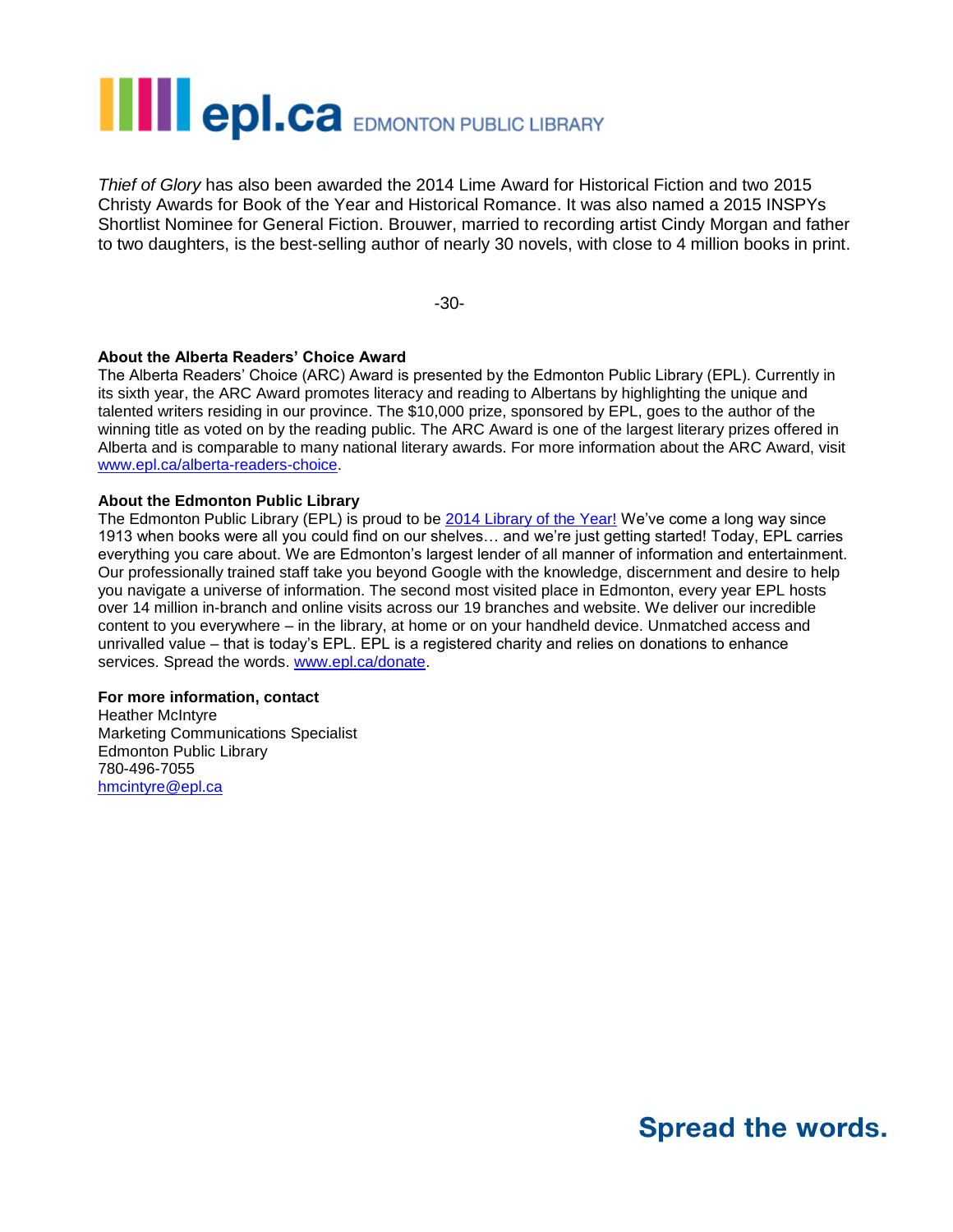*Thief of Glory* has also been awarded the 2014 Lime Award for Historical Fiction and two 2015 Christy Awards for Book of the Year and Historical Romance. It was also named a 2015 INSPYs Shortlist Nominee for General Fiction. Brouwer, married to recording artist Cindy Morgan and father to two daughters, is the best-selling author of nearly 30 novels, with close to 4 million books in print.

-30-

**About the Alberta Readers' Choice Award**

The Alberta Readers' Choice (ARC) Award is presented by the Edmonton Public Library (EPL). Currently in its sixth year, the ARC Award promotes literacy and reading to Albertans by highlighting the unique and talented writers residing in our province. The $10,000 prize, sponsored by EPL, goes to the author of the winning title as voted on by the reading public. The ARC Award is one of the largest literary prizes offered in Alberta and is comparable to many national literary awards. For more information about the ARC Award, visit www.epl.ca/alberta-readers-choice.

**About the Edmonton Public Library**

The Edmonton Public Library (EPL) is proud to be 2014 Library of the Year! We've come a long way since 1913 when books were all you could find on our shelves… and we're just getting started! Today, EPL carries everything you care about. We are Edmonton's largest lender of all manner of information and entertainment. Our professionally trained staff take you beyond Google with the knowledge, discernment and desire to help you navigate a universe of information. The second most visited place in Edmonton, every year EPL hosts over 14 million in-branch and online visits across our 19 branches and website. We deliver our incredible content to you everywhere – in the library, at home or on your handheld device. Unmatched access and unrivalled value – that is today's EPL. EPL is a registered charity and relies on donations to enhance services. Spread the words. www.epl.ca/donate.

**For more information, contact**

Heather McIntyre
Marketing Communications Specialist
Edmonton Public Library
780-496-7055
hmcintyre@epl.ca

**Spread the words.**